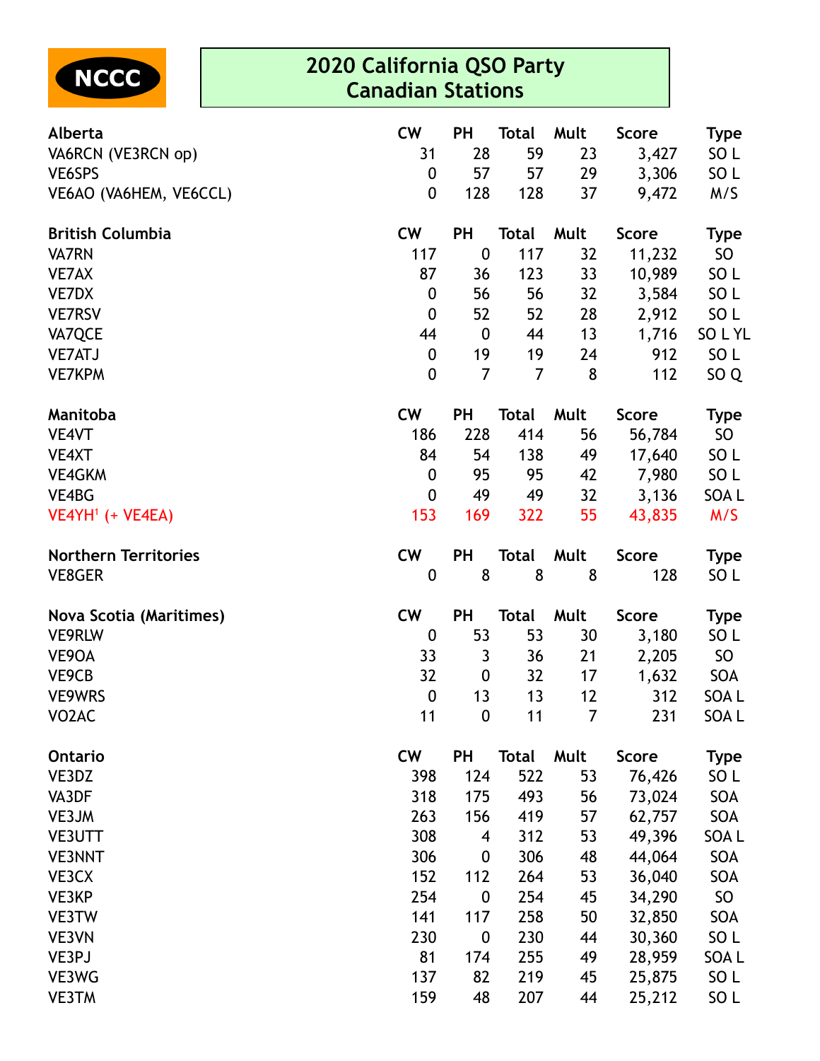NCCC

# 2020 California QSO Party
## Canadian Stations

| Alberta | CW | PH | Total | Mult | Score | Type |
|---|---|---|---|---|---|---|
| VA6RCN (VE3RCN op) | 31 | 28 | 59 | 23 | 3,427 | SO L |
| VE6SPS | 0 | 57 | 57 | 29 | 3,306 | SO L |
| VE6AO (VA6HEM, VE6CCL) | 0 | 128 | 128 | 37 | 9,472 | M/S |

| British Columbia | CW | PH | Total | Mult | Score | Type |
|---|---|---|---|---|---|---|
| VA7RN | 117 | 0 | 117 | 32 | 11,232 | SO |
| VE7AX | 87 | 36 | 123 | 33 | 10,989 | SO L |
| VE7DX | 0 | 56 | 56 | 32 | 3,584 | SO L |
| VE7RSV | 0 | 52 | 52 | 28 | 2,912 | SO L |
| VA7QCE | 44 | 0 | 44 | 13 | 1,716 | SO L YL |
| VE7ATJ | 0 | 19 | 19 | 24 | 912 | SO L |
| VE7KPM | 0 | 7 | 7 | 8 | 112 | SO Q |

| Manitoba | CW | PH | Total | Mult | Score | Type |
|---|---|---|---|---|---|---|
| VE4VT | 186 | 228 | 414 | 56 | 56,784 | SO |
| VE4XT | 84 | 54 | 138 | 49 | 17,640 | SO L |
| VE4GKM | 0 | 95 | 95 | 42 | 7,980 | SO L |
| VE4BG | 0 | 49 | 49 | 32 | 3,136 | SOA L |
| VE4YH[1] (+ VE4EA) | 153 | 169 | 322 | 55 | 43,835 | M/S |

| Northern Territories | CW | PH | Total | Mult | Score | Type |
|---|---|---|---|---|---|---|
| VE8GER | 0 | 8 | 8 | 8 | 128 | SO L |

| Nova Scotia (Maritimes) | CW | PH | Total | Mult | Score | Type |
|---|---|---|---|---|---|---|
| VE9RLW | 0 | 53 | 53 | 30 | 3,180 | SO L |
| VE9OA | 33 | 3 | 36 | 21 | 2,205 | SO |
| VE9CB | 32 | 0 | 32 | 17 | 1,632 | SOA |
| VE9WRS | 0 | 13 | 13 | 12 | 312 | SOA L |
| VO2AC | 11 | 0 | 11 | 7 | 231 | SOA L |

| Ontario | CW | PH | Total | Mult | Score | Type |
|---|---|---|---|---|---|---|
| VE3DZ | 398 | 124 | 522 | 53 | 76,426 | SO L |
| VA3DF | 318 | 175 | 493 | 56 | 73,024 | SOA |
| VE3JM | 263 | 156 | 419 | 57 | 62,757 | SOA |
| VE3UTT | 308 | 4 | 312 | 53 | 49,396 | SOA L |
| VE3NNT | 306 | 0 | 306 | 48 | 44,064 | SOA |
| VE3CX | 152 | 112 | 264 | 53 | 36,040 | SOA |
| VE3KP | 254 | 0 | 254 | 45 | 34,290 | SO |
| VE3TW | 141 | 117 | 258 | 50 | 32,850 | SOA |
| VE3VN | 230 | 0 | 230 | 44 | 30,360 | SO L |
| VE3PJ | 81 | 174 | 255 | 49 | 28,959 | SOA L |
| VE3WG | 137 | 82 | 219 | 45 | 25,875 | SO L |
| VE3TM | 159 | 48 | 207 | 44 | 25,212 | SO L |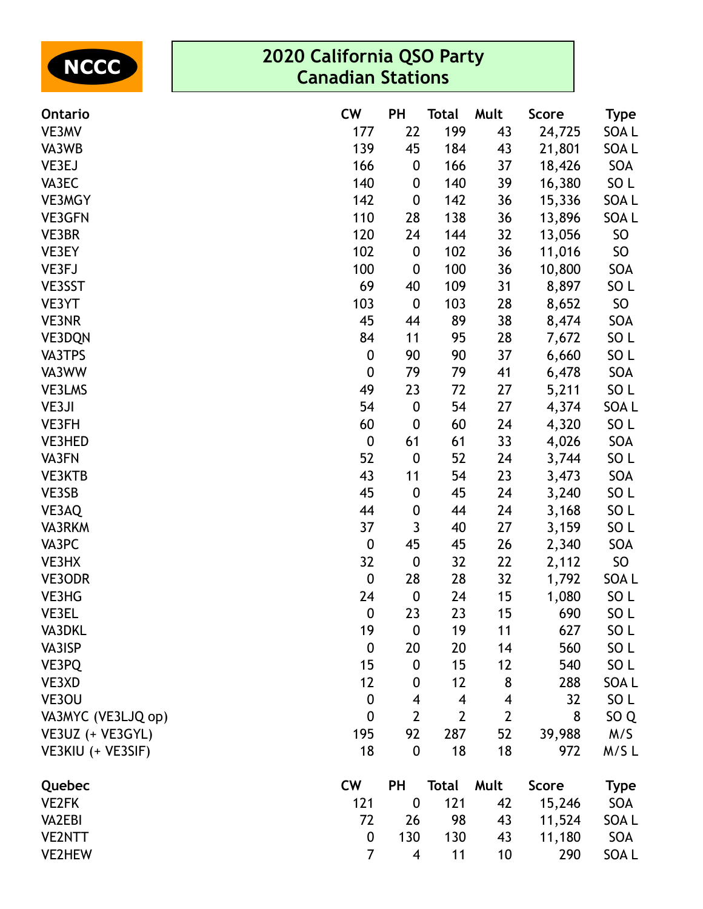NCCC

# 2020 California QSO Party
## Canadian Stations

| Ontario | CW | PH | Total | Mult | Score | Type |
|---|---|---|---|---|---|---|
| VE3MV | 177 | 22 | 199 | 43 | 24,725 | SOA L |
| VA3WB | 139 | 45 | 184 | 43 | 21,801 | SOA L |
| VE3EJ | 166 | 0 | 166 | 37 | 18,426 | SOA |
| VA3EC | 140 | 0 | 140 | 39 | 16,380 | SO L |
| VE3MGY | 142 | 0 | 142 | 36 | 15,336 | SOA L |
| VE3GFN | 110 | 28 | 138 | 36 | 13,896 | SOA L |
| VE3BR | 120 | 24 | 144 | 32 | 13,056 | SO |
| VE3EY | 102 | 0 | 102 | 36 | 11,016 | SO |
| VE3FJ | 100 | 0 | 100 | 36 | 10,800 | SOA |
| VE3SST | 69 | 40 | 109 | 31 | 8,897 | SO L |
| VE3YT | 103 | 0 | 103 | 28 | 8,652 | SO |
| VE3NR | 45 | 44 | 89 | 38 | 8,474 | SOA |
| VE3DQN | 84 | 11 | 95 | 28 | 7,672 | SO L |
| VA3TPS | 0 | 90 | 90 | 37 | 6,660 | SO L |
| VA3WW | 0 | 79 | 79 | 41 | 6,478 | SOA |
| VE3LMS | 49 | 23 | 72 | 27 | 5,211 | SO L |
| VE3JI | 54 | 0 | 54 | 27 | 4,374 | SOA L |
| VE3FH | 60 | 0 | 60 | 24 | 4,320 | SO L |
| VE3HED | 0 | 61 | 61 | 33 | 4,026 | SOA |
| VA3FN | 52 | 0 | 52 | 24 | 3,744 | SO L |
| VE3KTB | 43 | 11 | 54 | 23 | 3,473 | SOA |
| VE3SB | 45 | 0 | 45 | 24 | 3,240 | SO L |
| VE3AQ | 44 | 0 | 44 | 24 | 3,168 | SO L |
| VA3RKM | 37 | 3 | 40 | 27 | 3,159 | SO L |
| VA3PC | 0 | 45 | 45 | 26 | 2,340 | SOA |
| VE3HX | 32 | 0 | 32 | 22 | 2,112 | SO |
| VE3ODR | 0 | 28 | 28 | 32 | 1,792 | SOA L |
| VE3HG | 24 | 0 | 24 | 15 | 1,080 | SO L |
| VE3EL | 0 | 23 | 23 | 15 | 690 | SO L |
| VA3DKL | 19 | 0 | 19 | 11 | 627 | SO L |
| VA3ISP | 0 | 20 | 20 | 14 | 560 | SO L |
| VE3PQ | 15 | 0 | 15 | 12 | 540 | SO L |
| VE3XD | 12 | 0 | 12 | 8 | 288 | SOA L |
| VE3OU | 0 | 4 | 4 | 4 | 32 | SO L |
| VA3MYC (VE3LJQ op) | 0 | 2 | 2 | 2 | 8 | SO Q |
| VE3UZ (+ VE3GYL) | 195 | 92 | 287 | 52 | 39,988 | M/S |
| VE3KIU (+ VE3SIF) | 18 | 0 | 18 | 18 | 972 | M/S L |

| Quebec | CW | PH | Total | Mult | Score | Type |
|---|---|---|---|---|---|---|
| VE2FK | 121 | 0 | 121 | 42 | 15,246 | SOA |
| VA2EBI | 72 | 26 | 98 | 43 | 11,524 | SOA L |
| VE2NTT | 0 | 130 | 130 | 43 | 11,180 | SOA |
| VE2HEW | 7 | 4 | 11 | 10 | 290 | SOA L |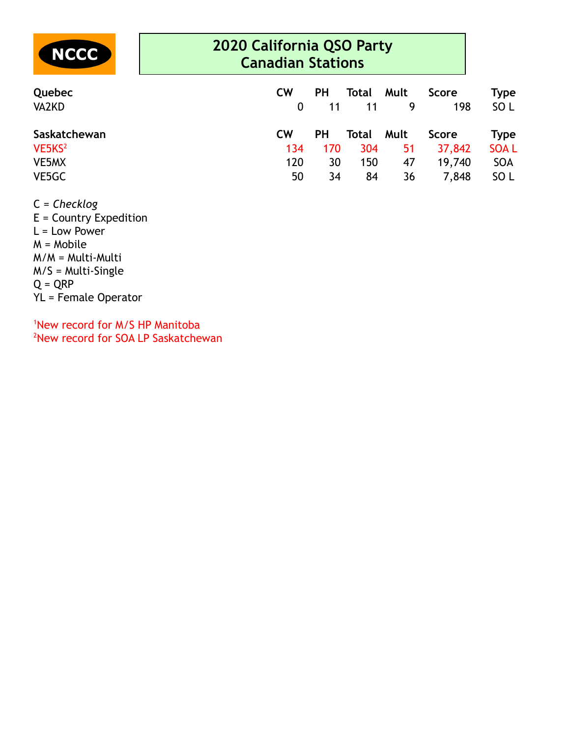NCCC

# 2020 California QSO Party
## Canadian Stations

| Quebec | CW | PH | Total | Mult | Score | Type |
|---|---|---|---|---|---|---|
| VA2KD | 0 | 11 | 11 | 9 | 198 | SO L |

| Saskatchewan | CW | PH | Total | Mult | Score | Type |
|---|---|---|---|---|---|---|
| VE5KS[2] | 134 | 170 | 304 | 51 | 37,842 | SOA L |
| VE5MX | 120 | 30 | 150 | 47 | 19,740 | SOA |
| VE5GC | 50 | 34 | 84 | 36 | 7,848 | SO L |

C = *Checklog*
E = Country Expedition
L = Low Power
M = Mobile
M/M = Multi-Multi
M/S = Multi-Single
Q = QRP
YL = Female Operator

[1]New record for M/S HP Manitoba
[2]New record for SOA LP Saskatchewan